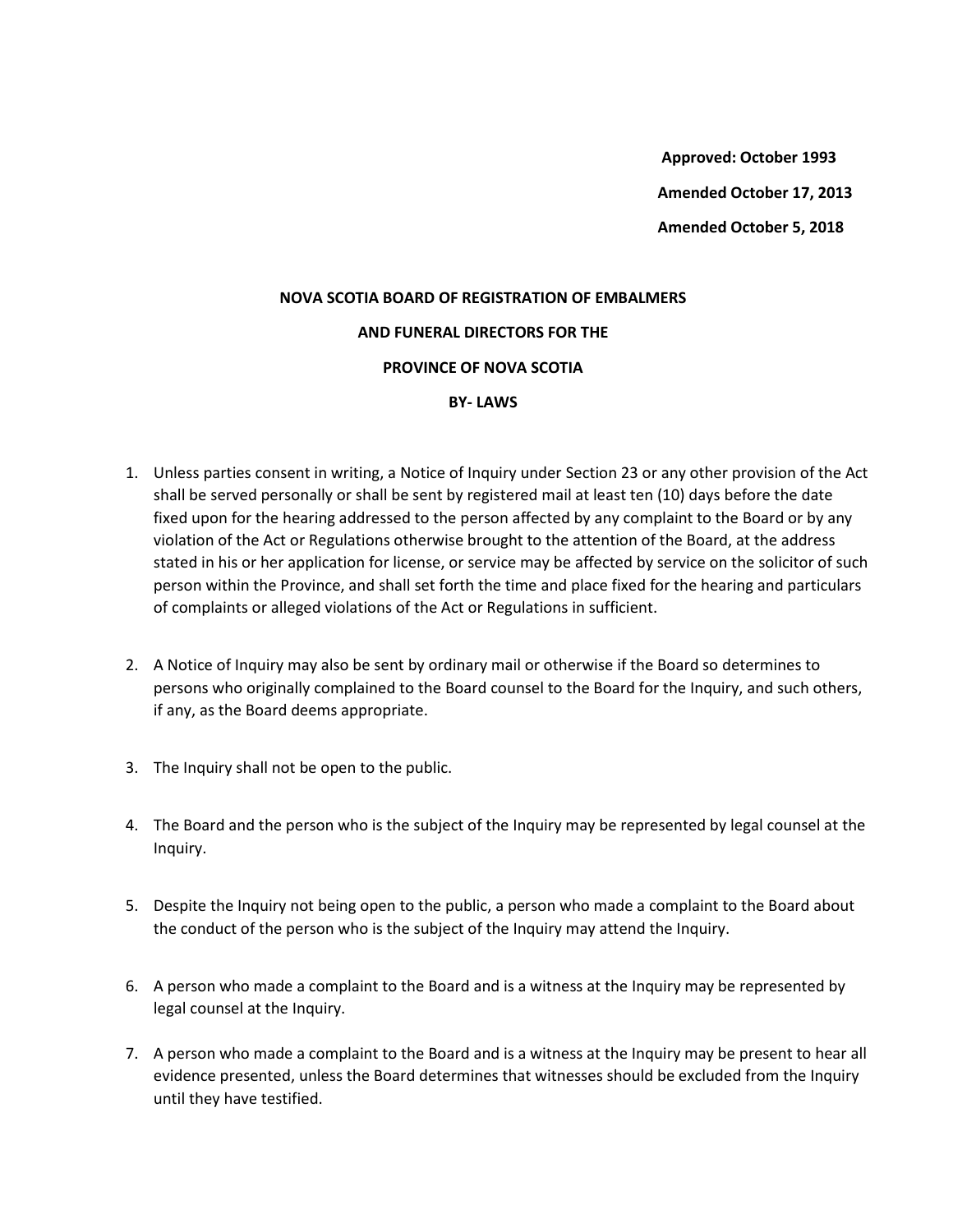**Approved: October 1993**

**Amended October 17, 2013**

**Amended October 5, 2018**

# NOVA SCOTIA BOARD OF REGISTRATION OF EMBALMERS AND FUNERAL DIRECTORS FOR THE PROVINCE OF NOVA SCOTIA

## BY- LAWS

1. Unless parties consent in writing, a Notice of Inquiry under Section 23 or any other provision of the Act shall be served personally or shall be sent by registered mail at least ten (10) days before the date fixed upon for the hearing addressed to the person affected by any complaint to the Board or by any violation of the Act or Regulations otherwise brought to the attention of the Board, at the address stated in his or her application for license, or service may be affected by service on the solicitor of such person within the Province, and shall set forth the time and place fixed for the hearing and particulars of complaints or alleged violations of the Act or Regulations in sufficient.

2. A Notice of Inquiry may also be sent by ordinary mail or otherwise if the Board so determines to persons who originally complained to the Board counsel to the Board for the Inquiry, and such others, if any, as the Board deems appropriate.

3. The Inquiry shall not be open to the public.

4. The Board and the person who is the subject of the Inquiry may be represented by legal counsel at the Inquiry.

5. Despite the Inquiry not being open to the public, a person who made a complaint to the Board about the conduct of the person who is the subject of the Inquiry may attend the Inquiry.

6. A person who made a complaint to the Board and is a witness at the Inquiry may be represented by legal counsel at the Inquiry.

7. A person who made a complaint to the Board and is a witness at the Inquiry may be present to hear all evidence presented, unless the Board determines that witnesses should be excluded from the Inquiry until they have testified.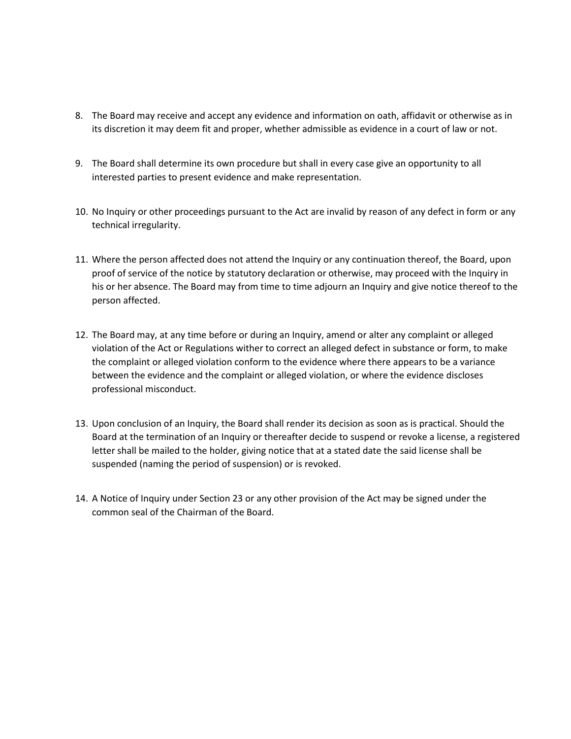8. The Board may receive and accept any evidence and information on oath, affidavit or otherwise as in its discretion it may deem fit and proper, whether admissible as evidence in a court of law or not.

9. The Board shall determine its own procedure but shall in every case give an opportunity to all interested parties to present evidence and make representation.

10. No Inquiry or other proceedings pursuant to the Act are invalid by reason of any defect in form or any technical irregularity.

11. Where the person affected does not attend the Inquiry or any continuation thereof, the Board, upon proof of service of the notice by statutory declaration or otherwise, may proceed with the Inquiry in his or her absence. The Board may from time to time adjourn an Inquiry and give notice thereof to the person affected.

12. The Board may, at any time before or during an Inquiry, amend or alter any complaint or alleged violation of the Act or Regulations wither to correct an alleged defect in substance or form, to make the complaint or alleged violation conform to the evidence where there appears to be a variance between the evidence and the complaint or alleged violation, or where the evidence discloses professional misconduct.

13. Upon conclusion of an Inquiry, the Board shall render its decision as soon as is practical. Should the Board at the termination of an Inquiry or thereafter decide to suspend or revoke a license, a registered letter shall be mailed to the holder, giving notice that at a stated date the said license shall be suspended (naming the period of suspension) or is revoked.

14. A Notice of Inquiry under Section 23 or any other provision of the Act may be signed under the common seal of the Chairman of the Board.